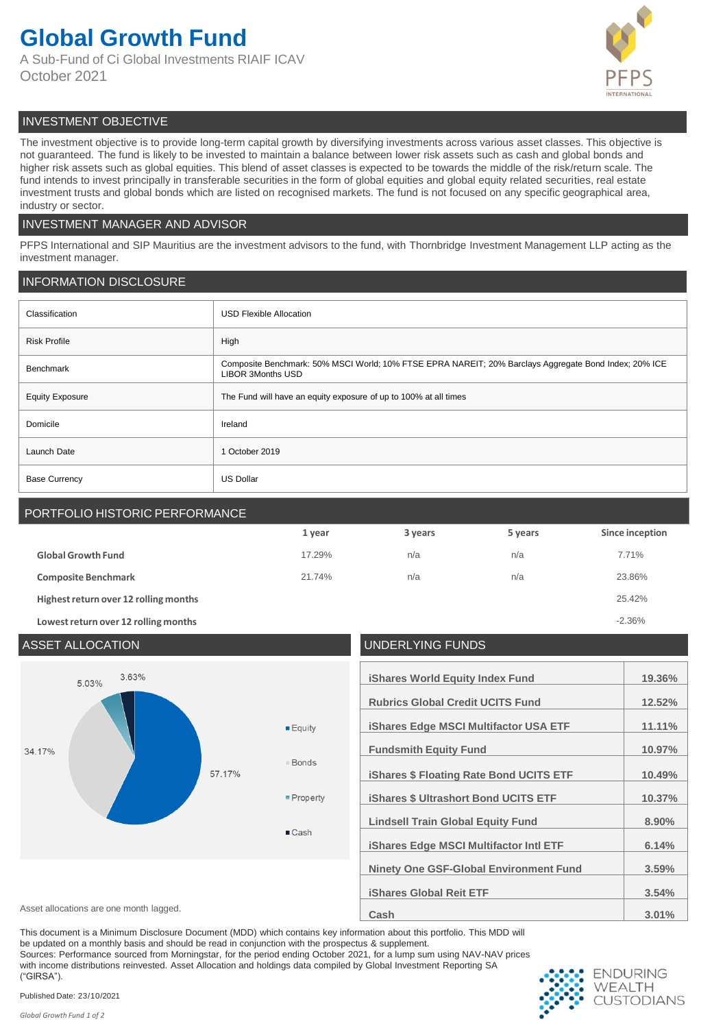# Global Growth Fund

A Sub-Fund of Ci Global Investments RIAIF ICAV

October 2021

## INVESTMENT OBJECTIVE

The investment objective is to provide long-term capital growth by diversifying investments across various asset classes. This objective is not guaranteed. The fund is likely to be invested to maintain a balance between lower risk assets such as cash and global bonds and higher risk assets such as global equities. This blend of asset classes is expected to be towards the middle of the risk/return scale. The fund intends to invest principally in transferable securities in the form of global equities and global equity related securities, real estate investment trusts and global bonds which are listed on recognised markets. The fund is not focused on any specific geographical area, industry or sector.

## INVESTMENT MANAGER AND ADVISOR

PFPS International and SIP Mauritius are the investment advisors to the fund, with Thornbridge Investment Management LLP acting as the investment manager.

## INFORMATION DISCLOSURE

| | |
|---|---|
| Classification | USD Flexible Allocation |
| Risk Profile | High |
| Benchmark | Composite Benchmark: 50% MSCI World; 10% FTSE EPRA NAREIT; 20% Barclays Aggregate Bond Index; 20% ICE LIBOR 3Months USD |
| Equity Exposure | The Fund will have an equity exposure of up to 100% at all times |
| Domicile | Ireland |
| Launch Date | 1 October 2019 |
| Base Currency | US Dollar |

## PORTFOLIO HISTORIC PERFORMANCE

| | 1 year | 3 years | 5 years | Since inception |
|---|---|---|---|---|
| **Global Growth Fund** | 17.29% | n/a | n/a | 7.71% |
| **Composite Benchmark** | 21.74% | n/a | n/a | 23.86% |
| **Highest return over 12 rolling months** | | | | 25.42% |
| **Lowest return over 12 rolling months** | | | | -2.36% |

## ASSET ALLOCATION

| Asset | Allocation |
|---|---|
| Equity | 57.17% |
| Bonds | 34.17% |
| Property | 5.03% |
| Cash | 3.63% |

Asset allocations are one month lagged.

## UNDERLYING FUNDS

| Fund | Weight |
|---|---|
| iShares World Equity Index Fund | 19.36% |
| Rubrics Global Credit UCITS Fund | 12.52% |
| iShares Edge MSCI Multifactor USA ETF | 11.11% |
| Fundsmith Equity Fund | 10.97% |
| iShares $ Floating Rate Bond UCITS ETF | 10.49% |
| iShares $ Ultrashort Bond UCITS ETF | 10.37% |
| Lindsell Train Global Equity Fund | 8.90% |
| iShares Edge MSCI Multifactor Intl ETF | 6.14% |
| Ninety One GSF-Global Environment Fund | 3.59% |
| iShares Global Reit ETF | 3.54% |
| Cash | 3.01% |

This document is a Minimum Disclosure Document (MDD) which contains key information about this portfolio. This MDD will be updated on a monthly basis and should be read in conjunction with the prospectus & supplement.
Sources: Performance sourced from Morningstar, for the period ending October 2021, for a lump sum using NAV-NAV prices with income distributions reinvested. Asset Allocation and holdings data compiled by Global Investment Reporting SA ("GIRSA").

Published Date: 23/10/2021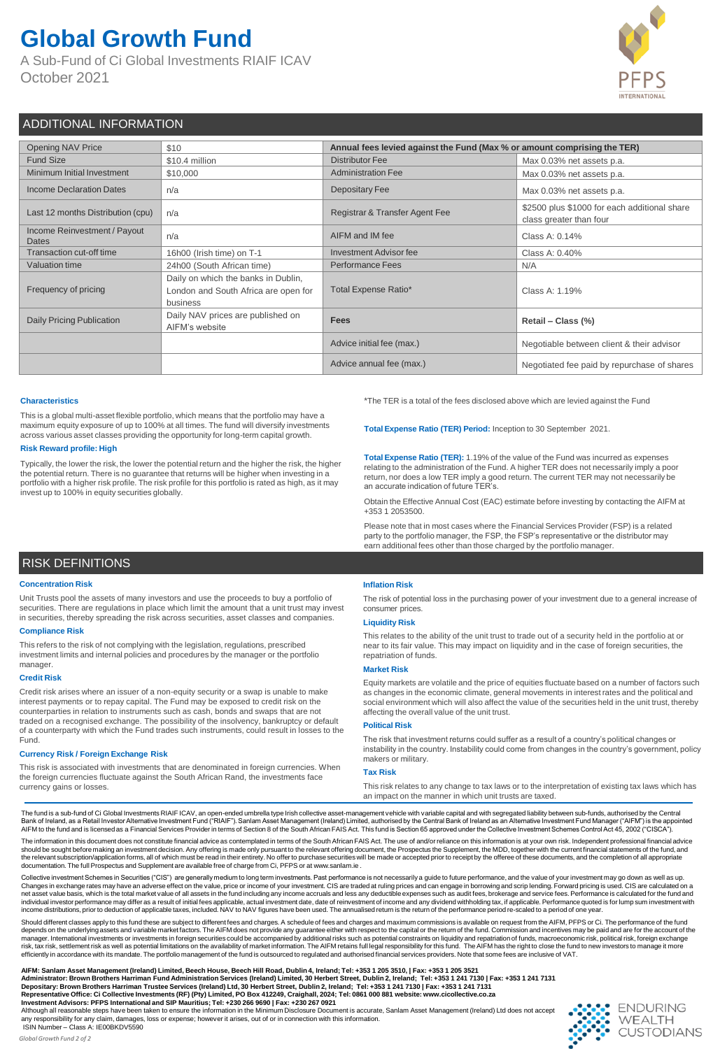# Global Growth Fund

A Sub-Fund of Ci Global Investments RIAIF ICAV
October 2021

## ADDITIONAL INFORMATION

| | | | |
|---|---|---|---|
| Opening NAV Price | $10 | **Annual fees levied against the Fund (Max % or amount comprising the TER)** | |
| Fund Size | $10.4 million | Distributor Fee | Max 0.03% net assets p.a. |
| Minimum Initial Investment | $10,000 | Administration Fee | Max 0.03% net assets p.a. |
| Income Declaration Dates | n/a | Depositary Fee | Max 0.03% net assets p.a. |
| Last 12 months Distribution (cpu) | n/a | Registrar & Transfer Agent Fee | $2500 plus $1000 for each additional share class greater than four |
| Income Reinvestment / Payout Dates | n/a | AIFM and IM fee | Class A: 0.14% |
| Transaction cut-off time | 16h00 (Irish time) on T-1 | Investment Advisor fee | Class A: 0.40% |
| Valuation time | 24h00 (South African time) | Performance Fees | N/A |
| Frequency of pricing | Daily on which the banks in Dublin, London and South Africa are open for business | Total Expense Ratio* | Class A: 1.19% |
| Daily Pricing Publication | Daily NAV prices are published on AIFM's website | **Fees** | **Retail – Class (%)** |
| | | Advice initial fee (max.) | Negotiable between client & their advisor |
| | | Advice annual fee (max.) | Negotiated fee paid by repurchase of shares |

### Characteristics

This is a global multi-asset flexible portfolio, which means that the portfolio may have a maximum equity exposure of up to 100% at all times. The fund will diversify investments across various asset classes providing the opportunity for long-term capital growth.

### Risk Reward profile: High

Typically, the lower the risk, the lower the potential return and the higher the risk, the higher the potential return. There is no guarantee that returns will be higher when investing in a portfolio with a higher risk profile. The risk profile for this portfolio is rated as high, as it may invest up to 100% in equity securities globally.

*The TER is a total of the fees disclosed above which are levied against the Fund

**Total Expense Ratio (TER) Period:** Inception to 30 September 2021.

**Total Expense Ratio (TER):** 1.19% of the value of the Fund was incurred as expenses relating to the administration of the Fund. A higher TER does not necessarily imply a poor return, nor does a low TER imply a good return. The current TER may not necessarily be an accurate indication of future TER's.

Obtain the Effective Annual Cost (EAC) estimate before investing by contacting the AIFM at +353 1 2053500.

Please note that in most cases where the Financial Services Provider (FSP) is a related party to the portfolio manager, the FSP, the FSP's representative or the distributor may earn additional fees other than those charged by the portfolio manager.

## RISK DEFINITIONS

### Concentration Risk

Unit Trusts pool the assets of many investors and use the proceeds to buy a portfolio of securities. There are regulations in place which limit the amount that a unit trust may invest in securities, thereby spreading the risk across securities, asset classes and companies.

### Compliance Risk

This refers to the risk of not complying with the legislation, regulations, prescribed investment limits and internal policies and procedures by the manager or the portfolio manager.

### Credit Risk

Credit risk arises where an issuer of a non-equity security or a swap is unable to make interest payments or to repay capital. The Fund may be exposed to credit risk on the counterparties in relation to instruments such as cash, bonds and swaps that are not traded on a recognised exchange. The possibility of the insolvency, bankruptcy or default of a counterparty with which the Fund trades such instruments, could result in losses to the Fund.

### Currency Risk / Foreign Exchange Risk

This risk is associated with investments that are denominated in foreign currencies. When the foreign currencies fluctuate against the South African Rand, the investments face currency gains or losses.

### Inflation Risk

The risk of potential loss in the purchasing power of your investment due to a general increase of consumer prices.

### Liquidity Risk

This relates to the ability of the unit trust to trade out of a security held in the portfolio at or near to its fair value. This may impact on liquidity and in the case of foreign securities, the repatriation of funds.

### Market Risk

Equity markets are volatile and the price of equities fluctuate based on a number of factors such as changes in the economic climate, general movements in interest rates and the political and social environment which will also affect the value of the securities held in the unit trust, thereby affecting the overall value of the unit trust.

### Political Risk

The risk that investment returns could suffer as a result of a country's political changes or instability in the country. Instability could come from changes in the country's government, policy makers or military.

### Tax Risk

This risk relates to any change to tax laws or to the interpretation of existing tax laws which has an impact on the manner in which unit trusts are taxed.

The fund is a sub-fund of Ci Global Investments RIAIF ICAV, an open-ended umbrella type Irish collective asset-management vehicle with variable capital and with segregated liability between sub-funds, authorised by the Central Bank of Ireland, as a Retail Investor Alternative Investment Fund ("RIAIF"). Sanlam Asset Management (Ireland) Limited, authorised by the Central Bank of Ireland as an Alternative Investment Fund Manager ("AIFM") is the appointed AIFM to the fund and is licensed as a Financial Services Provider in terms of Section 8 of the South African FAIS Act. This fund is Section 65 approved under the Collective Investment Schemes Control Act 45, 2002 ("CISCA").

The information in this document does not constitute financial advice as contemplated in terms of the South African FAIS Act. The use of and/or reliance on this information is at your own risk. Independent professional financial advice should be sought before making an investment decision. Any offering is made only pursuant to the relevant offering document, the Prospectus the Supplement, the MDD, together with the current financial statements of the fund, and the relevant subscription/application forms, all of which must be read in their entirety. No offer to purchase securities will be made or accepted prior to receipt by the offeree of these documents, and the completion of all appropriate documentation. The full Prospectus and Supplement are available free of charge from Ci, PFPS or at www.sanlam.ie .

Collective investment Schemes in Securities ("CIS") are generally medium to long term investments. Past performance is not necessarily a guide to future performance, and the value of your investment may go down as well as up. Changes in exchange rates may have an adverse effect on the value, price or income of your investment. CIS are traded at ruling prices and can engage in borrowing and scrip lending. Forward pricing is used. CIS are calculated on a net asset value basis, which is the total market value of all assets in the fund including any income accruals and less any deductible expenses such as audit fees, brokerage and service fees. Performance is calculated for the fund and individual investor performance may differ as a result of initial fees applicable, actual investment date, date of reinvestment of income and any dividend withholding tax, if applicable. Performance quoted is for lump sum investment with income distributions, prior to deduction of applicable taxes, included. NAV to NAV figures have been used. The annualised return is the return of the performance period re-scaled to a period of one year.

Should different classes apply to this fund these are subject to different fees and charges. A schedule of fees and charges and maximum commissions is available on request from the AIFM, PFPS or Ci. The performance of the fund depends on the underlying assets and variable market factors. The AIFM does not provide any guarantee either with respect to the capital or the return of the fund. Commission and incentives may be paid and are for the account of the manager. International investments or investments in foreign securities could be accompanied by additional risks such as potential constraints on liquidity and repatriation of funds, macroeconomic risk, political risk, foreign exchange risk, tax risk, settlement risk as well as potential limitations on the availability of market information. The AIFM retains full legal responsibility for this fund. The AIFM has the right to close the fund to new investors to manage it more efficiently in accordance with its mandate. The portfolio management of the fund is outsourced to regulated and authorised financial services providers. Note that some fees are inclusive of VAT.

**AIFM: Sanlam Asset Management (Ireland) Limited, Beech House, Beech Hill Road, Dublin 4, Ireland; Tel: +353 1 205 3510, | Fax: +353 1 205 3521**
**Administrator: Brown Brothers Harriman Fund Administration Services (Ireland) Limited, 30 Herbert Street, Dublin 2, Ireland; Tel: +353 1 241 7130 | Fax: +353 1 241 7131**
**Depositary: Brown Brothers Harriman Trustee Services (Ireland) Ltd, 30 Herbert Street, Dublin 2, Ireland; Tel: +353 1 241 7130 | Fax: +353 1 241 7131**
**Representative Office: Ci Collective Investments (RF) (Pty) Limited, PO Box 412249, Craighall, 2024; Tel: 0861 000 881 website: www.cicollective.co.za**
**Investment Advisors: PFPS International and SIP Mauritius; Tel: +230 266 9690 | Fax: +230 267 0921**

Although all reasonable steps have been taken to ensure the information in the Minimum Disclosure Document is accurate, Sanlam Asset Management (Ireland) Ltd does not accept any responsibility for any claim, damages, loss or expense; however it arises, out of or in connection with this information.

ISIN Number – Class A: IE00BKDV5590